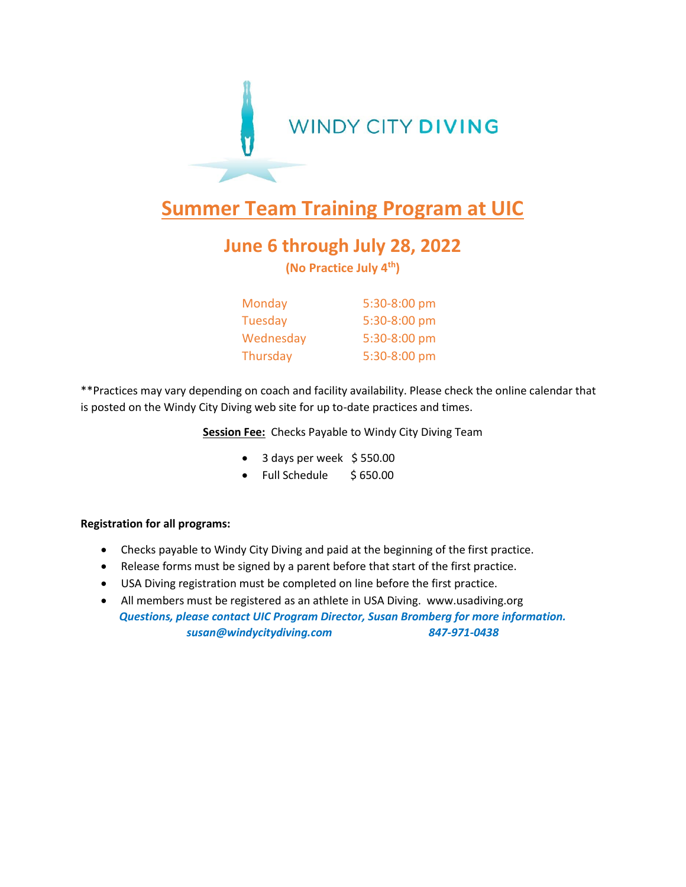WINDY CITY **DIVING**

# Summer Team Training Program at UIC

## June 6 through July 28, 2022

**(No Practice July 4th)**

| Monday | 5:30-8:00 pm |
|---|---|
| Tuesday | 5:30-8:00 pm |
| Wednesday | 5:30-8:00 pm |
| Thursday | 5:30-8:00 pm |

**Practices may vary depending on coach and facility availability. Please check the online calendar that is posted on the Windy City Diving web site for up to-date practices and times.

**Session Fee:** Checks Payable to Windy City Diving Team

- 3 days per week $ 550.00
- Full Schedule $ 650.00

**Registration for all programs:**

- Checks payable to Windy City Diving and paid at the beginning of the first practice.
- Release forms must be signed by a parent before that start of the first practice.
- USA Diving registration must be completed on line before the first practice.
- All members must be registered as an athlete in USA Diving. www.usadiving.org

***Questions, please contact UIC Program Director, Susan Bromberg for more information.***

***susan@windycitydiving.com*** ***847-971-0438***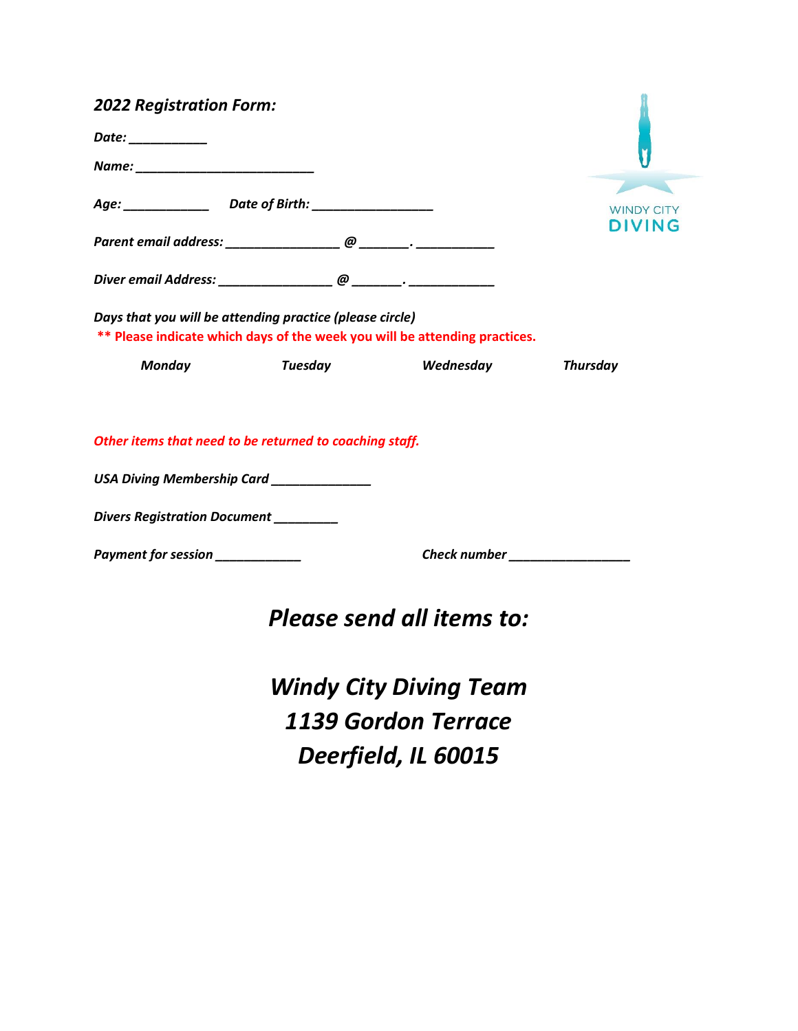*2022 Registration Form:*

WINDY CITY DIVING

***Date:*** ___________

***Name:*** __________________________

***Age:*** ____________ ***Date of Birth:*** _________________

***Parent email address:*** ________________ @ _______. ___________

***Diver email Address:*** ________________ @ _______. ____________

***Days that you will be attending practice (please circle)***

**** Please indicate which days of the week you will be attending practices.**

***Monday*** ***Tuesday*** ***Wednesday*** ***Thursday***

***Other items that need to be returned to coaching staff.***

***USA Diving Membership Card*** ______________

***Divers Registration Document*** _________

***Payment for session*** ____________ ***Check number*** _________________

## *Please send all items to:*

## *Windy City Diving Team*
## *1139 Gordon Terrace*
## *Deerfield, IL 60015*